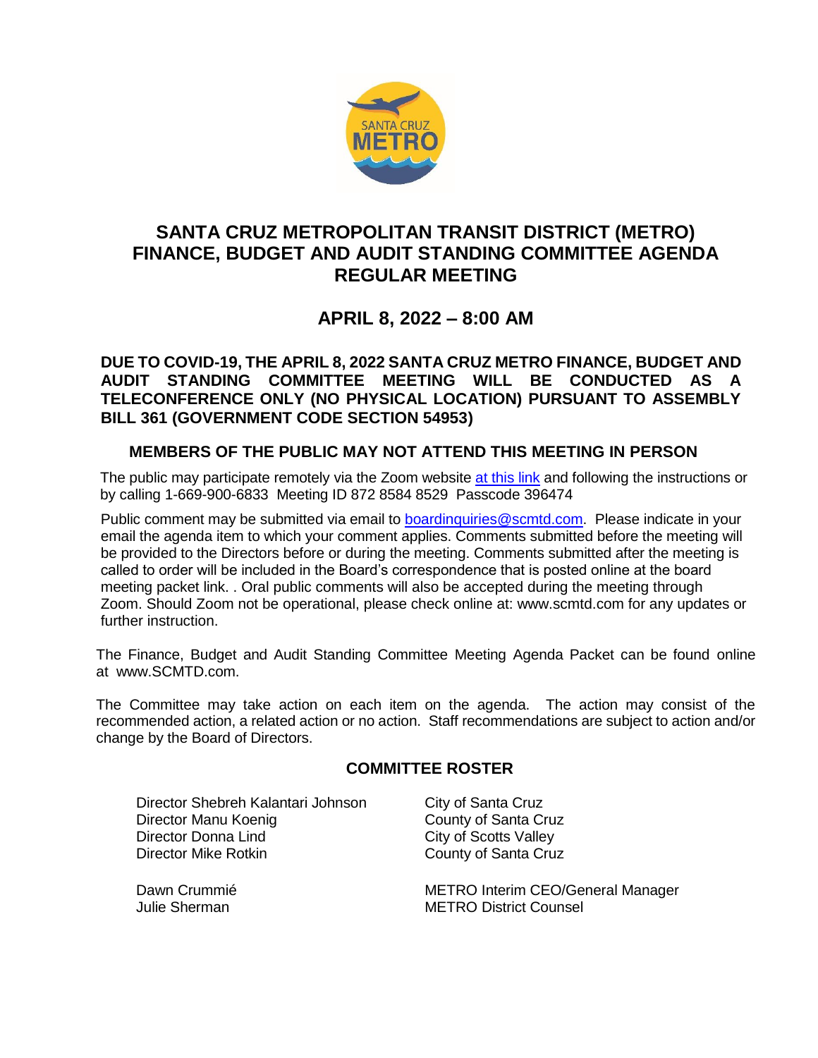# SANTA CRUZ METROPOLITAN TRANSIT DISTRICT (METRO) FINANCE, BUDGET AND AUDIT STANDING COMMITTEE AGENDA REGULAR MEETING

## APRIL 8, 2022 – 8:00 AM

**DUE TO COVID-19, THE APRIL 8, 2022 SANTA CRUZ METRO FINANCE, BUDGET AND AUDIT STANDING COMMITTEE MEETING WILL BE CONDUCTED AS A TELECONFERENCE ONLY (NO PHYSICAL LOCATION) PURSUANT TO ASSEMBLY BILL 361 (GOVERNMENT CODE SECTION 54953)**

**MEMBERS OF THE PUBLIC MAY NOT ATTEND THIS MEETING IN PERSON**

The public may participate remotely via the Zoom website at this link and following the instructions or by calling 1-669-900-6833 Meeting ID 872 8584 8529 Passcode 396474

Public comment may be submitted via email to boardinquiries@scmtd.com. Please indicate in your email the agenda item to which your comment applies. Comments submitted before the meeting will be provided to the Directors before or during the meeting. Comments submitted after the meeting is called to order will be included in the Board's correspondence that is posted online at the board meeting packet link. . Oral public comments will also be accepted during the meeting through Zoom. Should Zoom not be operational, please check online at: www.scmtd.com for any updates or further instruction.

The Finance, Budget and Audit Standing Committee Meeting Agenda Packet can be found online at www.SCMTD.com.

The Committee may take action on each item on the agenda. The action may consist of the recommended action, a related action or no action. Staff recommendations are subject to action and/or change by the Board of Directors.

**COMMITTEE ROSTER**

| | |
|---|---|
| Director Shebreh Kalantari Johnson | City of Santa Cruz |
| Director Manu Koenig | County of Santa Cruz |
| Director Donna Lind | City of Scotts Valley |
| Director Mike Rotkin | County of Santa Cruz |
| | |
| Dawn Crummié | METRO Interim CEO/General Manager |
| Julie Sherman | METRO District Counsel |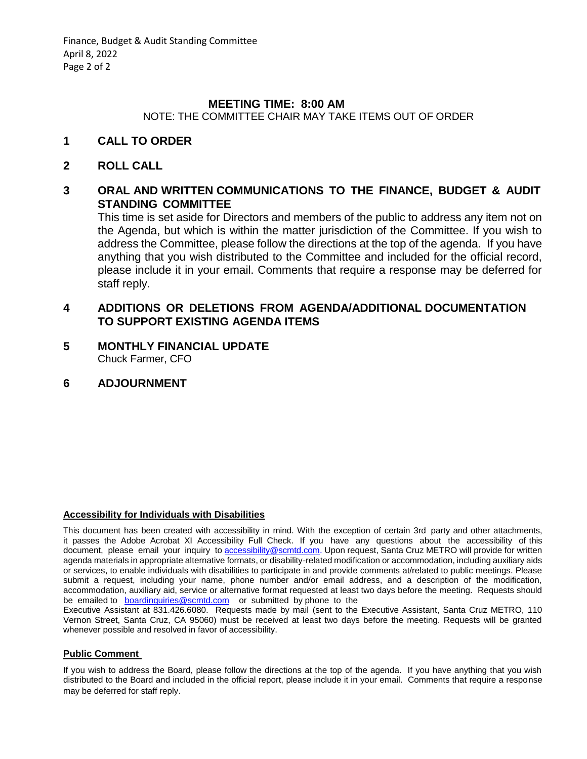**MEETING TIME: 8:00 AM**

NOTE: THE COMMITTEE CHAIR MAY TAKE ITEMS OUT OF ORDER

## 1 CALL TO ORDER

## 2 ROLL CALL

## 3 ORAL AND WRITTEN COMMUNICATIONS TO THE FINANCE, BUDGET & AUDIT STANDING COMMITTEE

This time is set aside for Directors and members of the public to address any item not on the Agenda, but which is within the matter jurisdiction of the Committee. If you wish to address the Committee, please follow the directions at the top of the agenda. If you have anything that you wish distributed to the Committee and included for the official record, please include it in your email. Comments that require a response may be deferred for staff reply.

## 4 ADDITIONS OR DELETIONS FROM AGENDA/ADDITIONAL DOCUMENTATION TO SUPPORT EXISTING AGENDA ITEMS

## 5 MONTHLY FINANCIAL UPDATE

Chuck Farmer, CFO

## 6 ADJOURNMENT

**Accessibility for Individuals with Disabilities**

This document has been created with accessibility in mind. With the exception of certain 3rd party and other attachments, it passes the Adobe Acrobat XI Accessibility Full Check. If you have any questions about the accessibility of this document, please email your inquiry to accessibility@scmtd.com. Upon request, Santa Cruz METRO will provide for written agenda materials in appropriate alternative formats, or disability-related modification or accommodation, including auxiliary aids or services, to enable individuals with disabilities to participate in and provide comments at/related to public meetings. Please submit a request, including your name, phone number and/or email address, and a description of the modification, accommodation, auxiliary aid, service or alternative format requested at least two days before the meeting. Requests should be emailed to boardinquiries@scmtd.com or submitted by phone to the Executive Assistant at 831.426.6080. Requests made by mail (sent to the Executive Assistant, Santa Cruz METRO, 110 Vernon Street, Santa Cruz, CA 95060) must be received at least two days before the meeting. Requests will be granted whenever possible and resolved in favor of accessibility.

**Public Comment**

If you wish to address the Board, please follow the directions at the top of the agenda. If you have anything that you wish distributed to the Board and included in the official report, please include it in your email. Comments that require a response may be deferred for staff reply.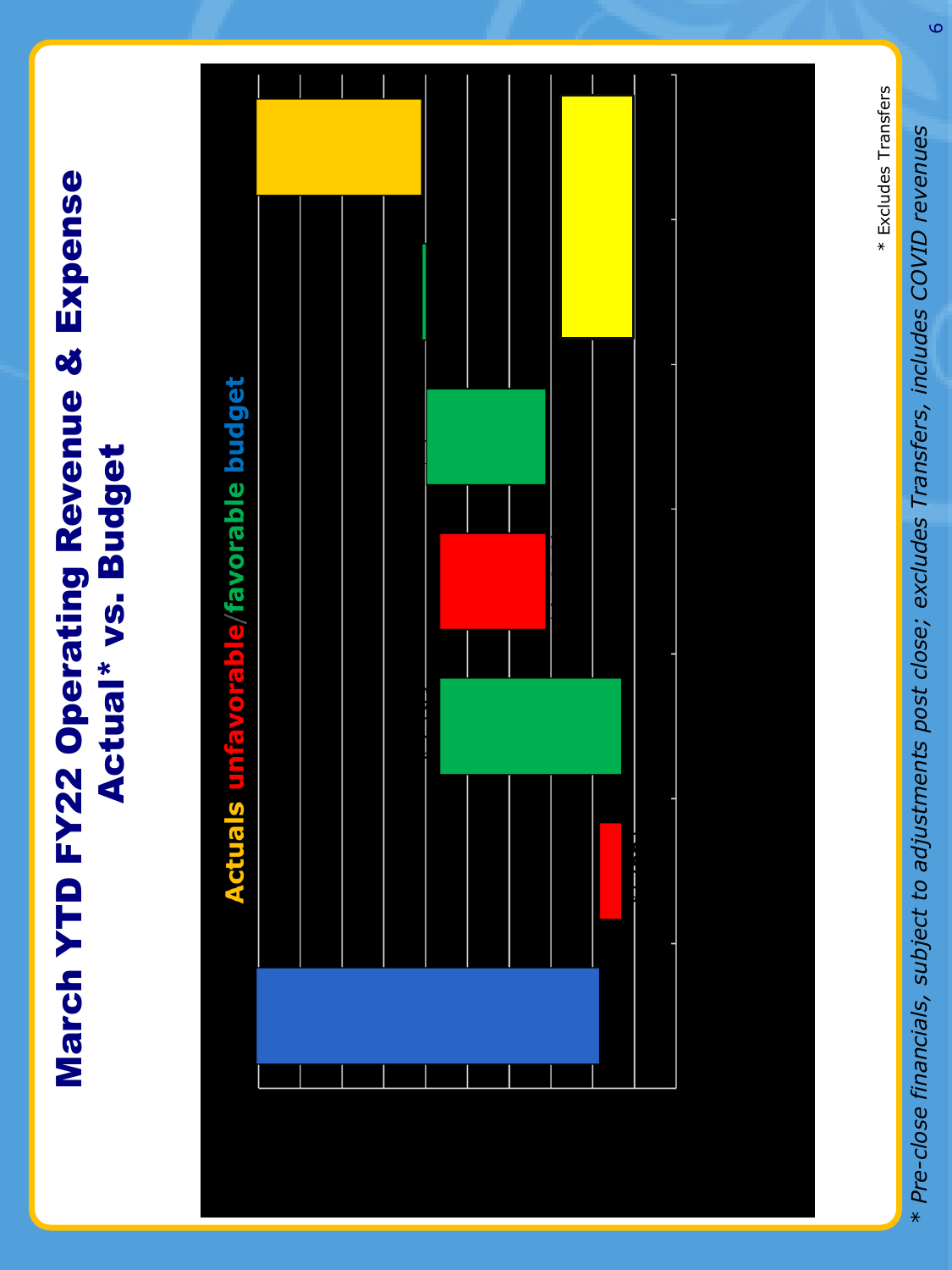# March YTD FY22 Operating Revenue & Expense Actual* vs. Budget

Actuals unfavorable/favorable budget

\* Excludes Transfers

\* *Pre-close financials, subject to adjustments post close; excludes Transfers, includes COVID revenues*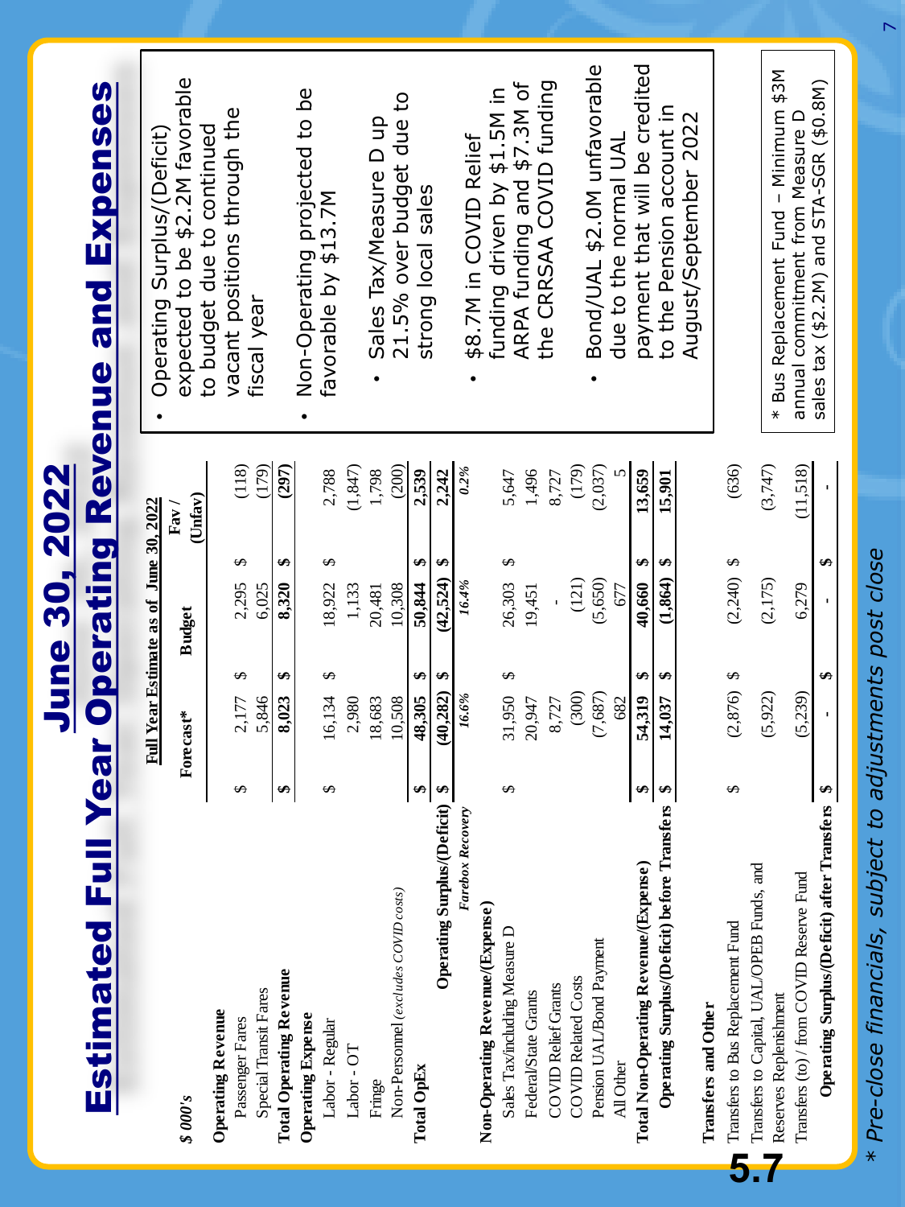# Estimated Full Year Operating Revenue and Expenses

## June 30, 2022

| $ 000's | Forecast* | Budget | Fav / (Unfav) |
|---|---|---|---|
| | **Full Year Estimate as of June 30, 2022** | | |
| **Operating Revenue** | | | |
| Passenger Fares | $ 2,177 | $ 2,295 | $ (118) |
| Special Transit Fares | 5,846 | 6,025 | (179) |
| **Total Operating Revenue** | **$ 8,023** | **$ 8,320** | **$ (297)** |
| **Operating Expense** | | | |
| Labor - Regular | $ 16,134 | $ 18,922 | $ 2,788 |
| Labor - OT | 2,980 | 1,133 | (1,847) |
| Fringe | 18,683 | 20,481 | 1,798 |
| Non-Personnel *(excludes COVID costs)* | 10,508 | 10,308 | (200) |
| **Total OpEx** | **$ 48,305** | **$ 50,844** | **$ 2,539** |
| **Operating Surplus/(Deficit)** | **$ (40,282)** | **$ (42,524)** | **$ 2,242** |
| *Farebox Recovery* | *16.6%* | *16.4%* | *0.2%* |
| **Non-Operating Revenue/(Expense)** | | | |
| Sales Tax/including Measure D | $ 31,950 | $ 26,303 | $ 5,647 |
| Federal/State Grants | 20,947 | 19,451 | 1,496 |
| COVID Relief Grants | 8,727 | - | 8,727 |
| COVID Related Costs | (300) | (121) | (179) |
| Pension UAL/Bond Payment | (7,687) | (5,650) | (2,037) |
| All Other | 682 | 677 | 5 |
| **Total Non-Operating Revenue/(Expense)** | **$ 54,319** | **$ 40,660** | **$ 13,659** |
| **Operating Surplus/(Deficit) before Transfers** | **$ 14,037** | **$ (1,864)** | **$ 15,901** |
| **Transfers and Other** | | | |
| Transfers to Bus Replacement Fund | $ (2,876) | $ (2,240) | $ (636) |
| Transfers to Capital, UAL/OPEB Funds, and Reserves Replenishment | (5,922) | (2,175) | (3,747) |
| Transfers (to) / from COVID Reserve Fund | (5,239) | 6,279 | (11,518) |
| **Operating Surplus/(Deficit) after Transfers** | **$ -** | **$ -** | **$ -** |

- Operating Surplus/(Deficit) expected to be $2.2M favorable to budget due to continued vacant positions through the fiscal year
- Non-Operating projected to be favorable by $13.7M
  - Sales Tax/Measure D up 21.5% over budget due to strong local sales
  - $8.7M in COVID Relief funding driven by $1.5M in ARPA funding and $7.3M of the CRRSAA COVID funding
  - Bond/UAL $2.0M unfavorable due to the normal UAL payment that will be credited to the Pension account in August/September 2022

* Bus Replacement Fund – Minimum $3M annual commitment from Measure D sales tax ($2.2M) and STA-SGR ($0.8M)

5.7

* *Pre-close financials, subject to adjustments post close*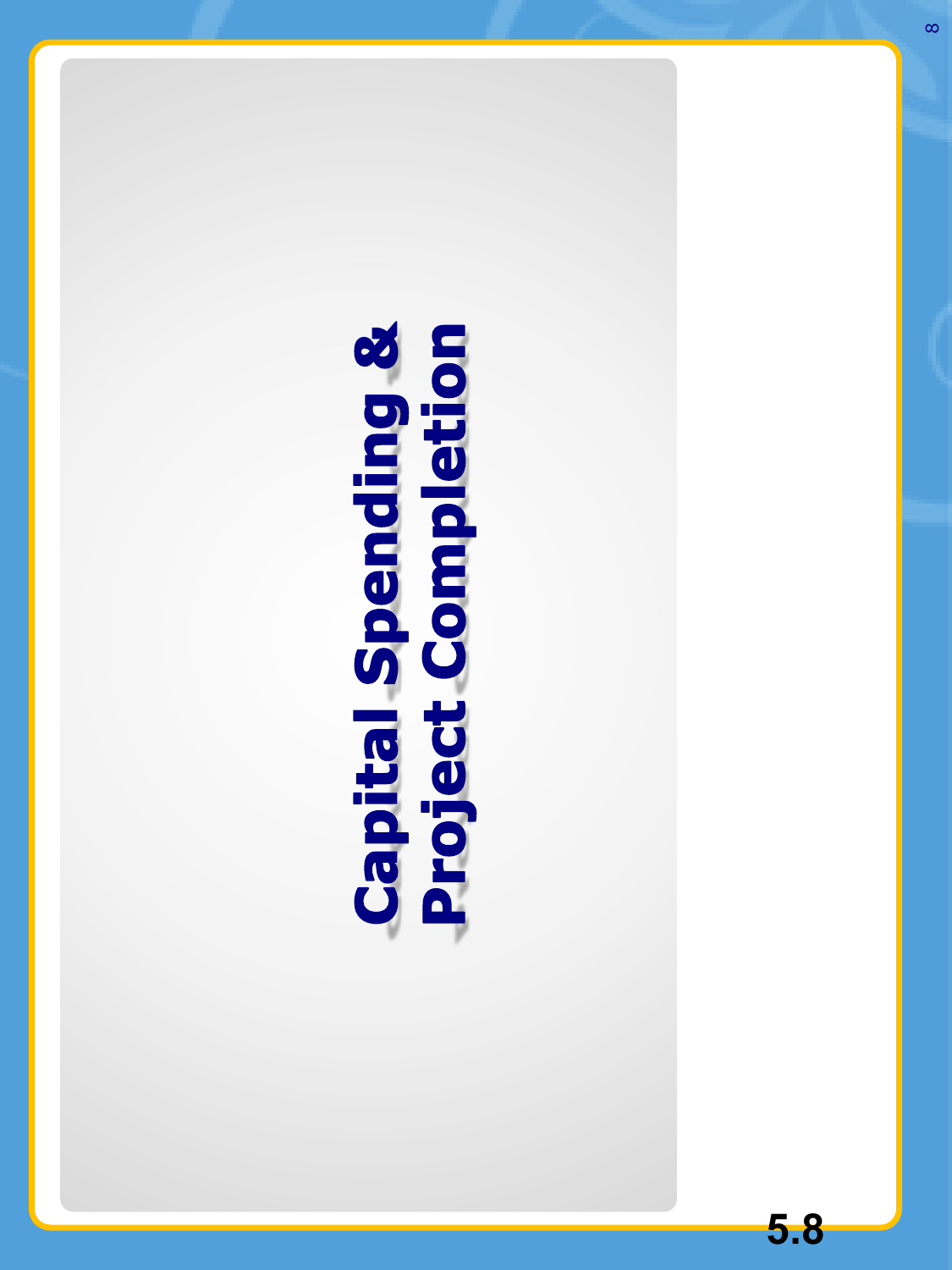# Capital Spending & Project Completion

5.8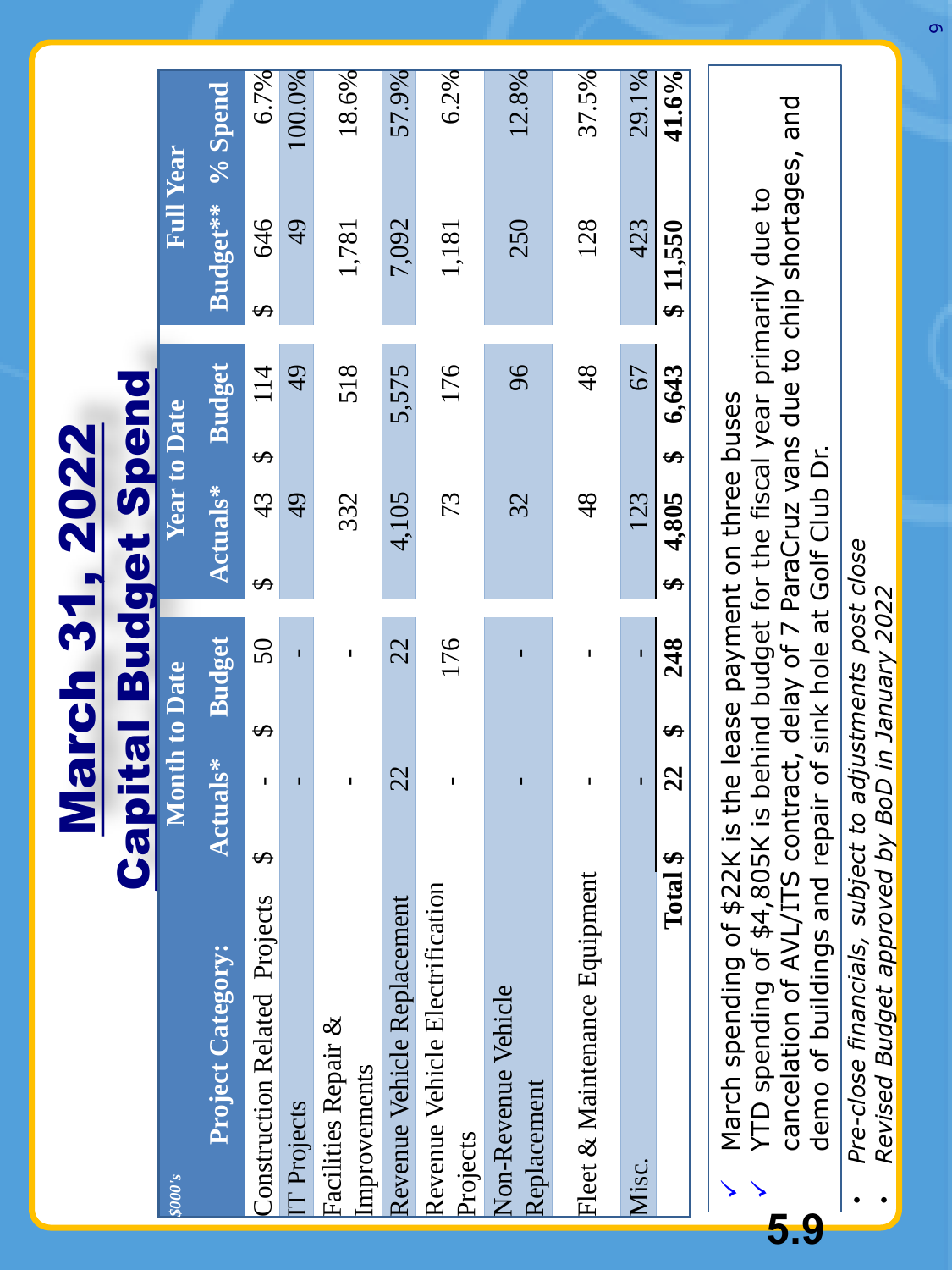# March 31, 2022

## Capital Budget Spend

| $000's | Month to Date | | Year to Date | | Full Year | |
|---|---|---|---|---|---|---|
| Project Category: | Actuals* | Budget | Actuals* | Budget | Budget** | % Spend |
| Construction Related Projects | $ - | $ 50 | $ 43 | $ 114 | $ 646 | 6.7% |
| IT Projects | - | - | 49 | 49 | 49 | 100.0% |
| Facilities Repair & Improvements | - | - | 332 | 518 | 1,781 | 18.6% |
| Revenue Vehicle Replacement | 22 | 22 | 4,105 | 5,575 | 7,092 | 57.9% |
| Revenue Vehicle Electrification Projects | - | 176 | 73 | 176 | 1,181 | 6.2% |
| Non-Revenue Vehicle Replacement | - | - | 32 | 96 | 250 | 12.8% |
| Fleet & Maintenance Equipment | - | - | 48 | 48 | 128 | 37.5% |
| Misc. | - | - | 123 | 67 | 423 | 29.1% |
| **Total** | **$ 22** | **$ 248** | **$ 4,805** | **$ 6,643** | **$ 11,550** | **41.6%** |

- ✓ March spending of $22K is the lease payment on three buses
- ✓ YTD spending of $4,805K is behind budget for the fiscal year primarily due to cancelation of AVL/ITS contract, delay of 7 ParaCruz vans due to chip shortages, and demo of buildings and repair of sink hole at Golf Club Dr.

- *Pre-close financials, subject to adjustments post close*
- *Revised Budget approved by BoD in January 2022*

5.9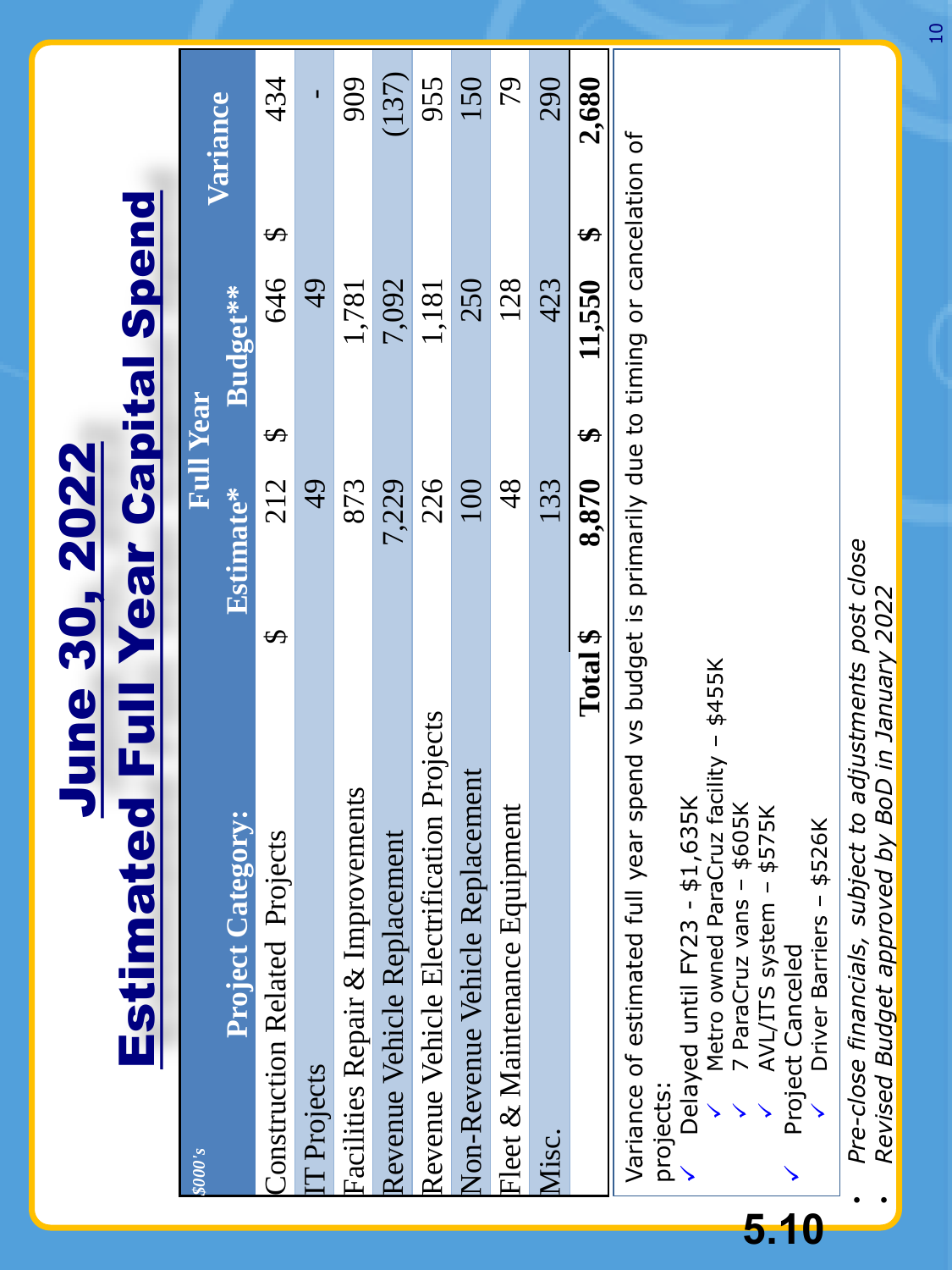# June 30, 2022

# Estimated Full Year Capital Spend

| $000's Project Category: | Full Year Estimate* | Full Year Budget** | Variance |
|---|---|---|---|
| Construction Related Projects | $ 212 | $ 646 | $ 434 |
| IT Projects | 49 | 49 | - |
| Facilities Repair & Improvements | 873 | 1,781 | 909 |
| Revenue Vehicle Replacement | 7,229 | 7,092 | (137) |
| Revenue Vehicle Electrification Projects | 226 | 1,181 | 955 |
| Non-Revenue Vehicle Replacement | 100 | 250 | 150 |
| Fleet & Maintenance Equipment | 48 | 128 | 79 |
| Misc. | 133 | 423 | 290 |
| **Total $** | **$ 8,870** | **$ 11,550** | **$ 2,680** |

Variance of estimated full year spend vs budget is primarily due to timing or cancelation of projects:

- ✓ Delayed until FY23 - $1,635K
  - ✓ Metro owned ParaCruz facility – $455K
  - ✓ 7 ParaCruz vans – $605K
  - ✓ AVL/ITS system – $575K
- ✓ Project Canceled
  - ✓ Driver Barriers – $526K

- *Pre-close financials, subject to adjustments post close*
- *Revised Budget approved by BoD in January 2022*

5.10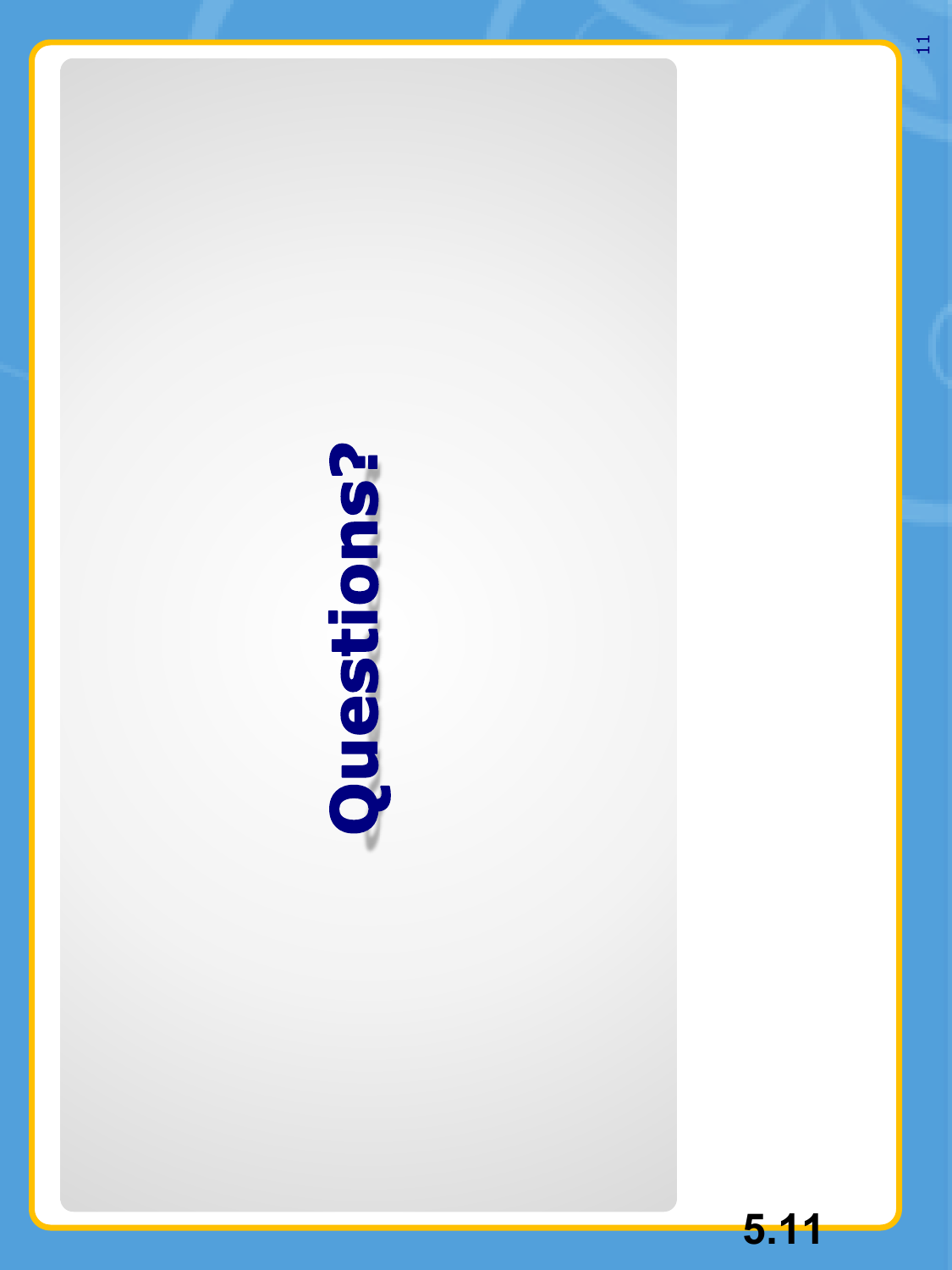# Questions?

5.11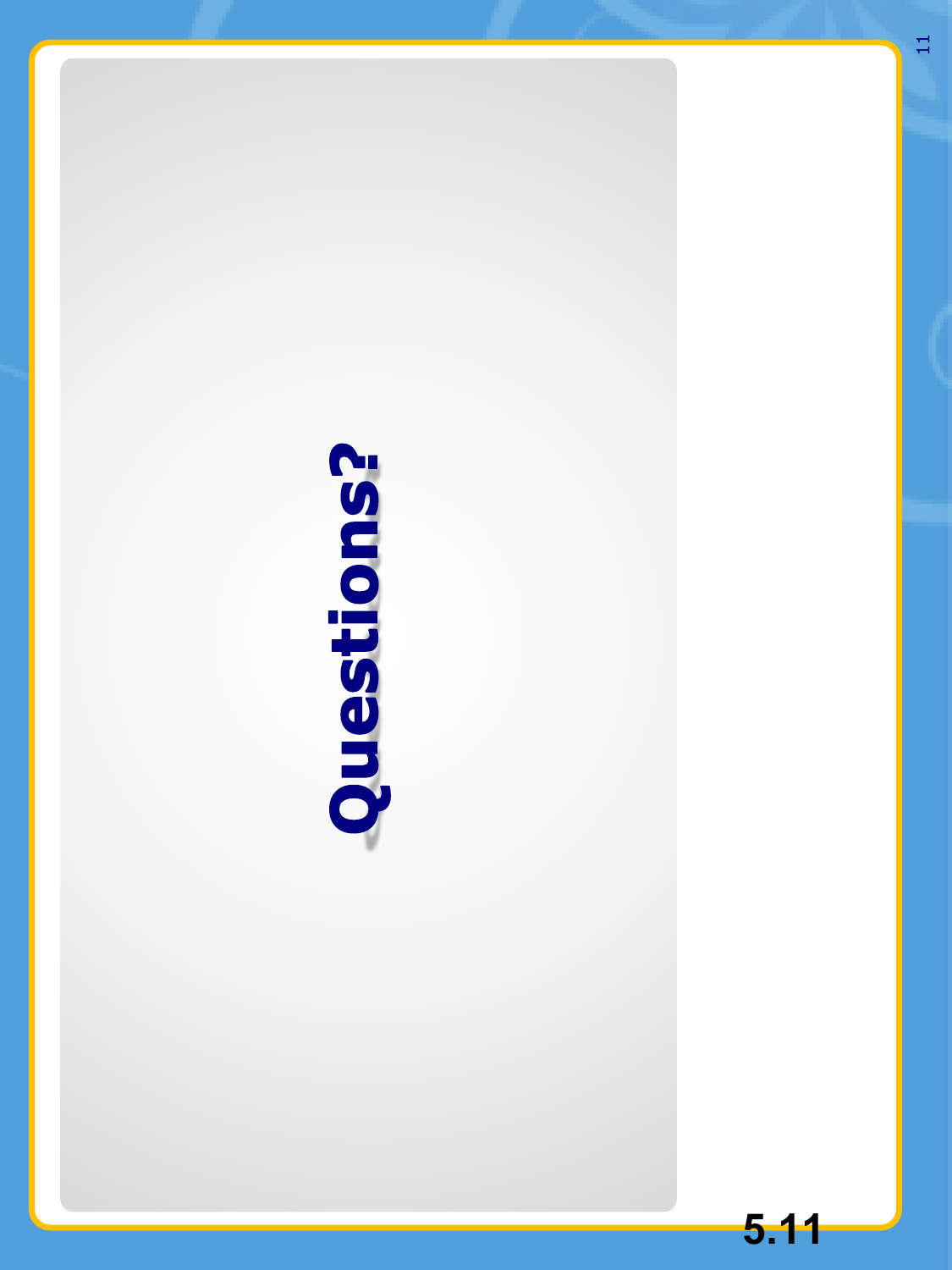# Questions?

5.11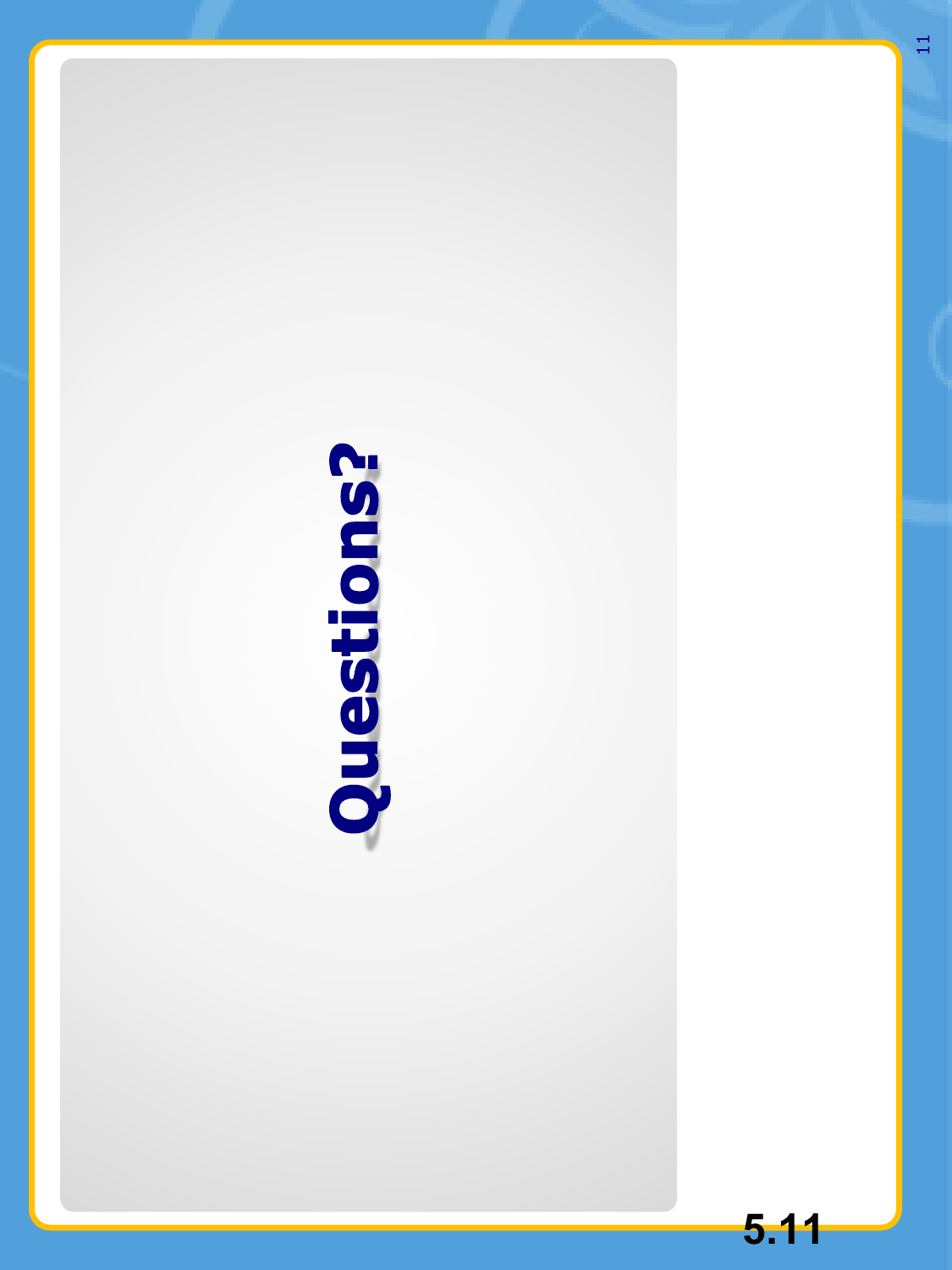# Questions?

5.11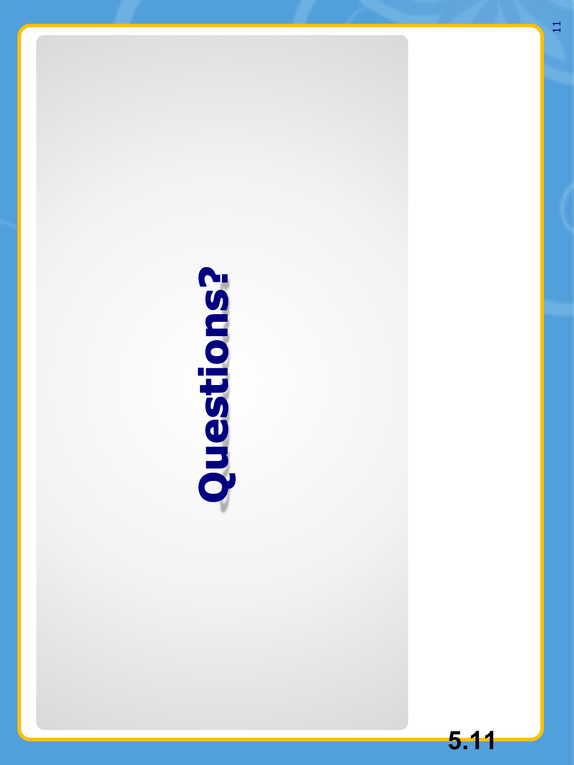# Questions?

5.11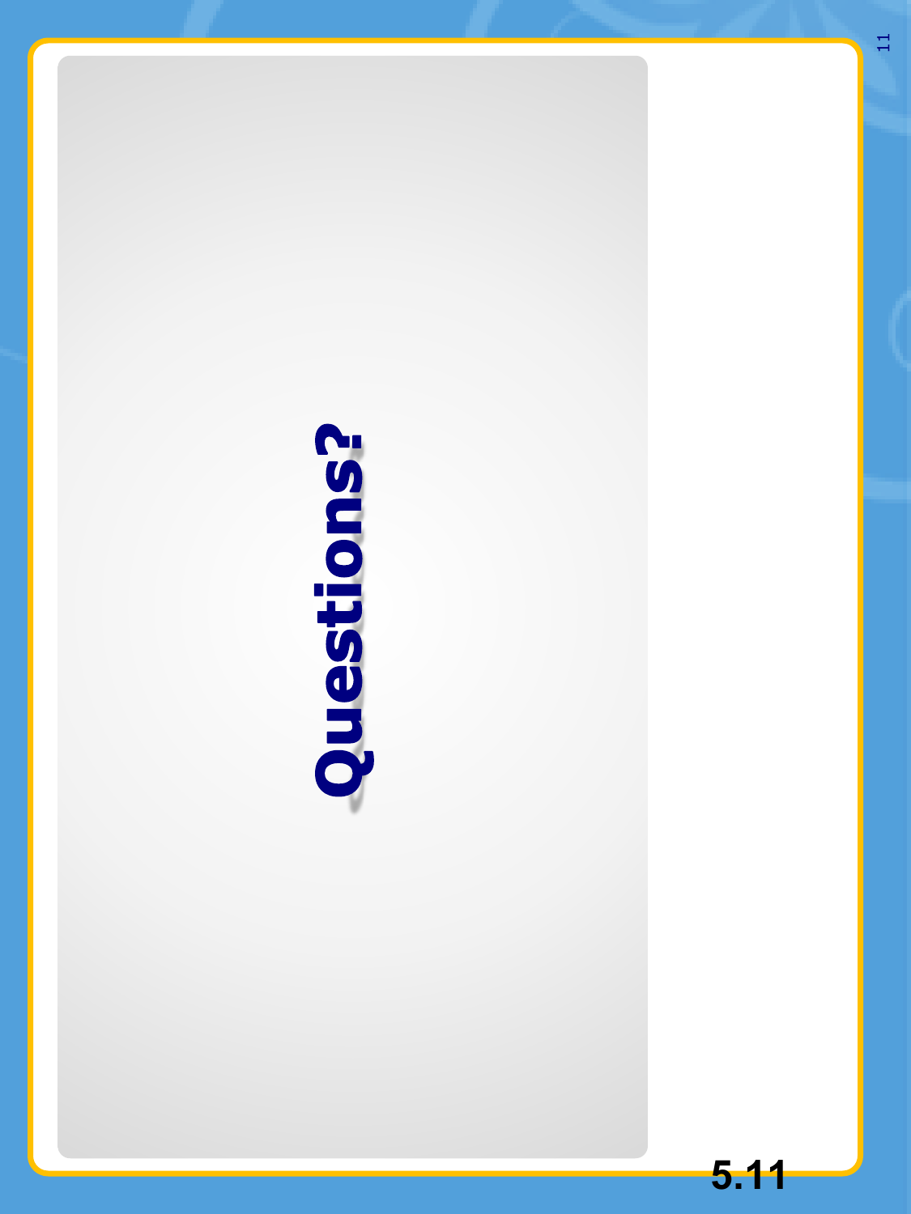# Questions?

5.11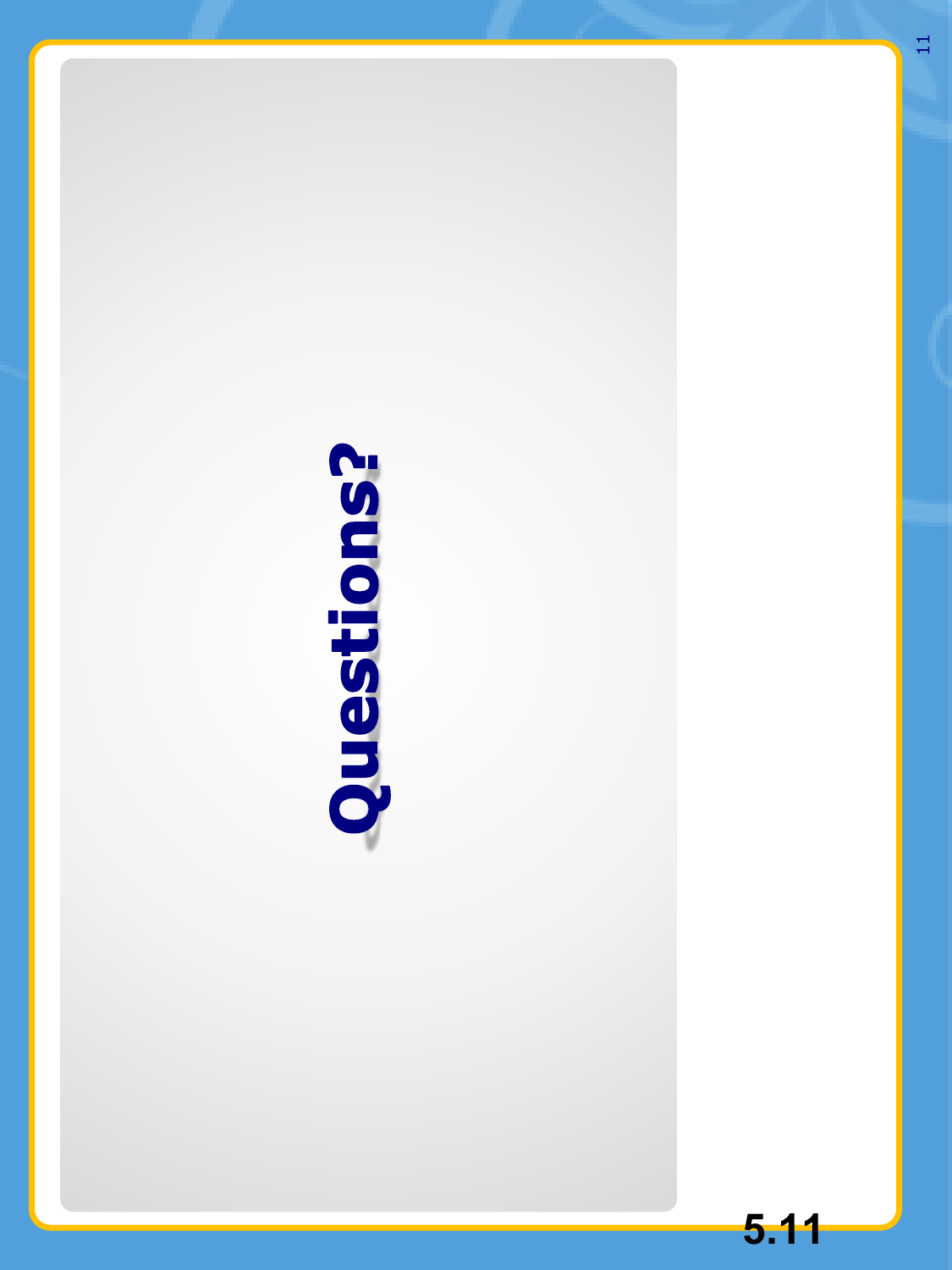# Questions?